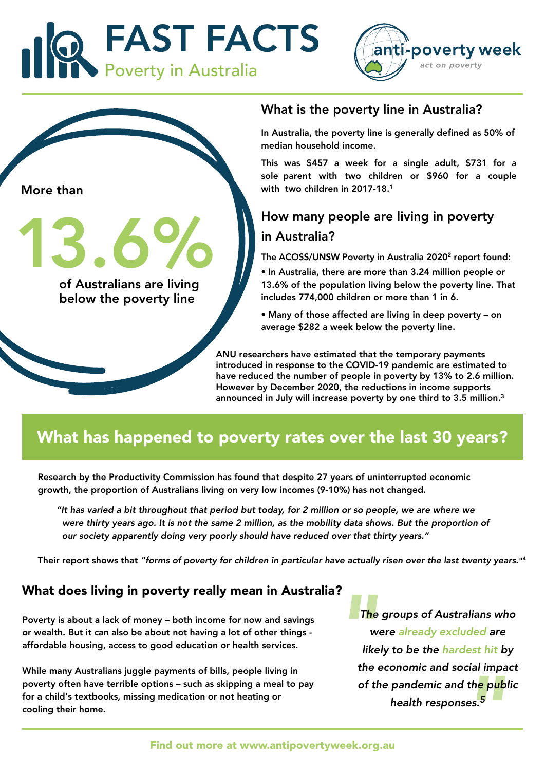# FAST FACTS

## Poverty in Australia

anti-poverty week
*act on poverty*

More than

**13.6%**

of Australians are living below the poverty line

### What is the poverty line in Australia?

**In Australia, the poverty line is generally defined as 50% of median household income.**

**This was $457 a week for a single adult, $731 for a sole parent with two children or $960 for a couple with two children in 2017-18.[1]**

### How many people are living in poverty in Australia?

**The ACOSS/UNSW Poverty in Australia 2020[2] report found:**

- **In Australia, there are more than 3.24 million people or 13.6% of the population living below the poverty line. That includes 774,000 children or more than 1 in 6.**
- **Many of those affected are living in deep poverty – on average $282 a week below the poverty line.**

**ANU researchers have estimated that the temporary payments introduced in response to the COVID-19 pandemic are estimated to have reduced the number of people in poverty by 13% to 2.6 million. However by December 2020, the reductions in income supports announced in July will increase poverty by one third to 3.5 million.[3]**

## What has happened to poverty rates over the last 30 years?

**Research by the Productivity Commission has found that despite 27 years of uninterrupted economic growth, the proportion of Australians living on very low incomes (9-10%) has not changed.**

> *"It has varied a bit throughout that period but today, for 2 million or so people, we are where we were thirty years ago. It is not the same 2 million, as the mobility data shows. But the proportion of our society apparently doing very poorly should have reduced over that thirty years."*

**Their report shows that** ***"forms of poverty for children in particular have actually risen over the last twenty years."*[4]**

### What does living in poverty really mean in Australia?

**Poverty is about a lack of money – both income for now and savings or wealth. But it can also be about not having a lot of other things - affordable housing, access to good education or health services.**

**While many Australians juggle payments of bills, people living in poverty often have terrible options – such as skipping a meal to pay for a child's textbooks, missing medication or not heating or cooling their home.**

> *"The groups of Australians who were already excluded are likely to be the hardest hit by the economic and social impact of the pandemic and the public health responses.[5]"*

**Find out more at www.antipovertyweek.org.au**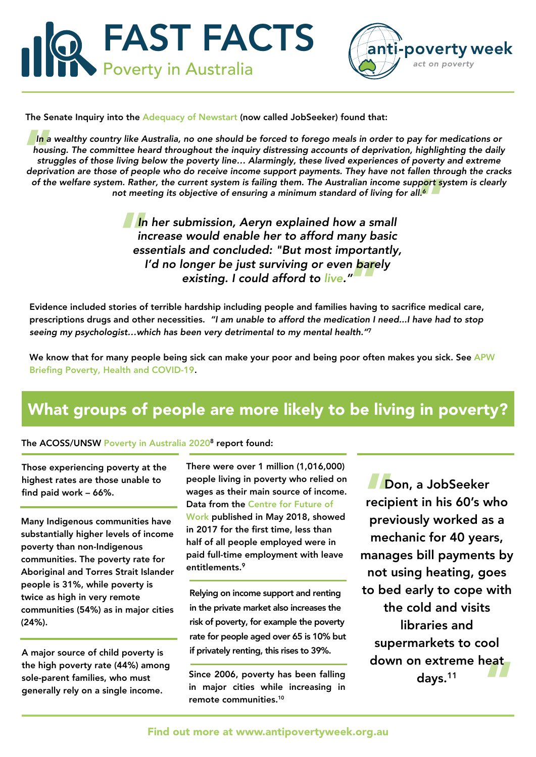# FAST FACTS
## Poverty in Australia

anti-poverty week
*act on poverty*

The Senate Inquiry into the Adequacy of Newstart (now called JobSeeker) found that:

> *In a wealthy country like Australia, no one should be forced to forego meals in order to pay for medications or housing. The committee heard throughout the inquiry distressing accounts of deprivation, highlighting the daily struggles of those living below the poverty line… Alarmingly, these lived experiences of poverty and extreme deprivation are those of people who do receive income support payments. They have not fallen through the cracks of the welfare system. Rather, the current system is failing them. The Australian income support system is clearly not meeting its objective of ensuring a minimum standard of living for all.*[6]

> *In her submission, Aeryn explained how a small increase would enable her to afford many basic essentials and concluded: "But most importantly, I'd no longer be just surviving or even barely existing. I could afford to live."*

Evidence included stories of terrible hardship including people and families having to sacrifice medical care, prescriptions drugs and other necessities. *"I am unable to afford the medication I need…I have had to stop seeing my psychologist…which has been very detrimental to my mental health."*[7]

We know that for many people being sick can make your poor and being poor often makes you sick. See APW Briefing Poverty, Health and COVID-19.

## What groups of people are more likely to be living in poverty?

The ACOSS/UNSW Poverty in Australia 2020[8] report found:

Those experiencing poverty at the highest rates are those unable to find paid work – 66%.

Many Indigenous communities have substantially higher levels of income poverty than non-Indigenous communities. The poverty rate for Aboriginal and Torres Strait Islander people is 31%, while poverty is twice as high in very remote communities (54%) as in major cities (24%).

A major source of child poverty is the high poverty rate (44%) among sole-parent families, who must generally rely on a single income.

There were over 1 million (1,016,000) people living in poverty who relied on wages as their main source of income. Data from the Centre for Future of Work published in May 2018, showed in 2017 for the first time, less than half of all people employed were in paid full-time employment with leave entitlements.[9]

Relying on income support and renting in the private market also increases the risk of poverty, for example the poverty rate for people aged over 65 is 10% but if privately renting, this rises to 39%.

Since 2006, poverty has been falling in major cities while increasing in remote communities.[10]

> **Don, a JobSeeker recipient in his 60's who previously worked as a mechanic for 40 years, manages bill payments by not using heating, goes to bed early to cope with the cold and visits libraries and supermarkets to cool down on extreme heat days.**[11]

Find out more at www.antipovertyweek.org.au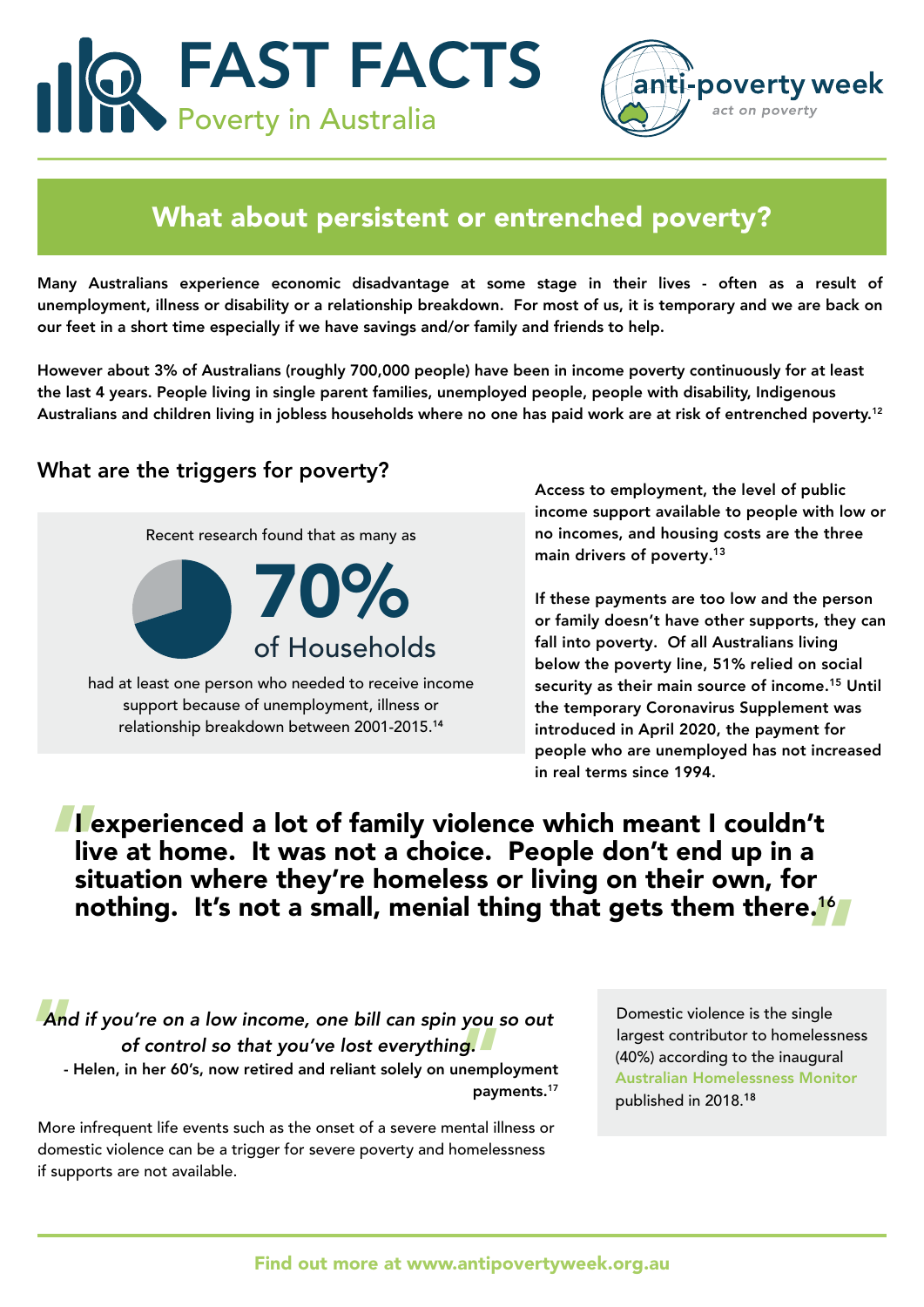# FAST FACTS

Poverty in Australia

anti-poverty week

act on poverty

## What about persistent or entrenched poverty?

**Many Australians experience economic disadvantage at some stage in their lives - often as a result of unemployment, illness or disability or a relationship breakdown. For most of us, it is temporary and we are back on our feet in a short time especially if we have savings and/or family and friends to help.**

**However about 3% of Australians (roughly 700,000 people) have been in income poverty continuously for at least the last 4 years. People living in single parent families, unemployed people, people with disability, Indigenous Australians and children living in jobless households where no one has paid work are at risk of entrenched poverty.[12]**

### What are the triggers for poverty?

Recent research found that as many as

**70%** of Households

had at least one person who needed to receive income support because of unemployment, illness or relationship breakdown between 2001-2015.[14]

**Access to employment, the level of public income support available to people with low or no incomes, and housing costs are the three main drivers of poverty.[13]**

**If these payments are too low and the person or family doesn't have other supports, they can fall into poverty. Of all Australians living below the poverty line, 51% relied on social security as their main source of income.[15] Until the temporary Coronavirus Supplement was introduced in April 2020, the payment for people who are unemployed has not increased in real terms since 1994.**

> **"I experienced a lot of family violence which meant I couldn't live at home. It was not a choice. People don't end up in a situation where they're homeless or living on their own, for nothing. It's not a small, menial thing that gets them there.[16]"**

> *"And if you're on a low income, one bill can spin you so out of control so that you've lost everything."*
>
> **- Helen, in her 60's, now retired and reliant solely on unemployment payments.[17]**

More infrequent life events such as the onset of a severe mental illness or domestic violence can be a trigger for severe poverty and homelessness if supports are not available.

Domestic violence is the single largest contributor to homelessness (40%) according to the inaugural Australian Homelessness Monitor published in 2018.[18]

**Find out more at www.antipovertyweek.org.au**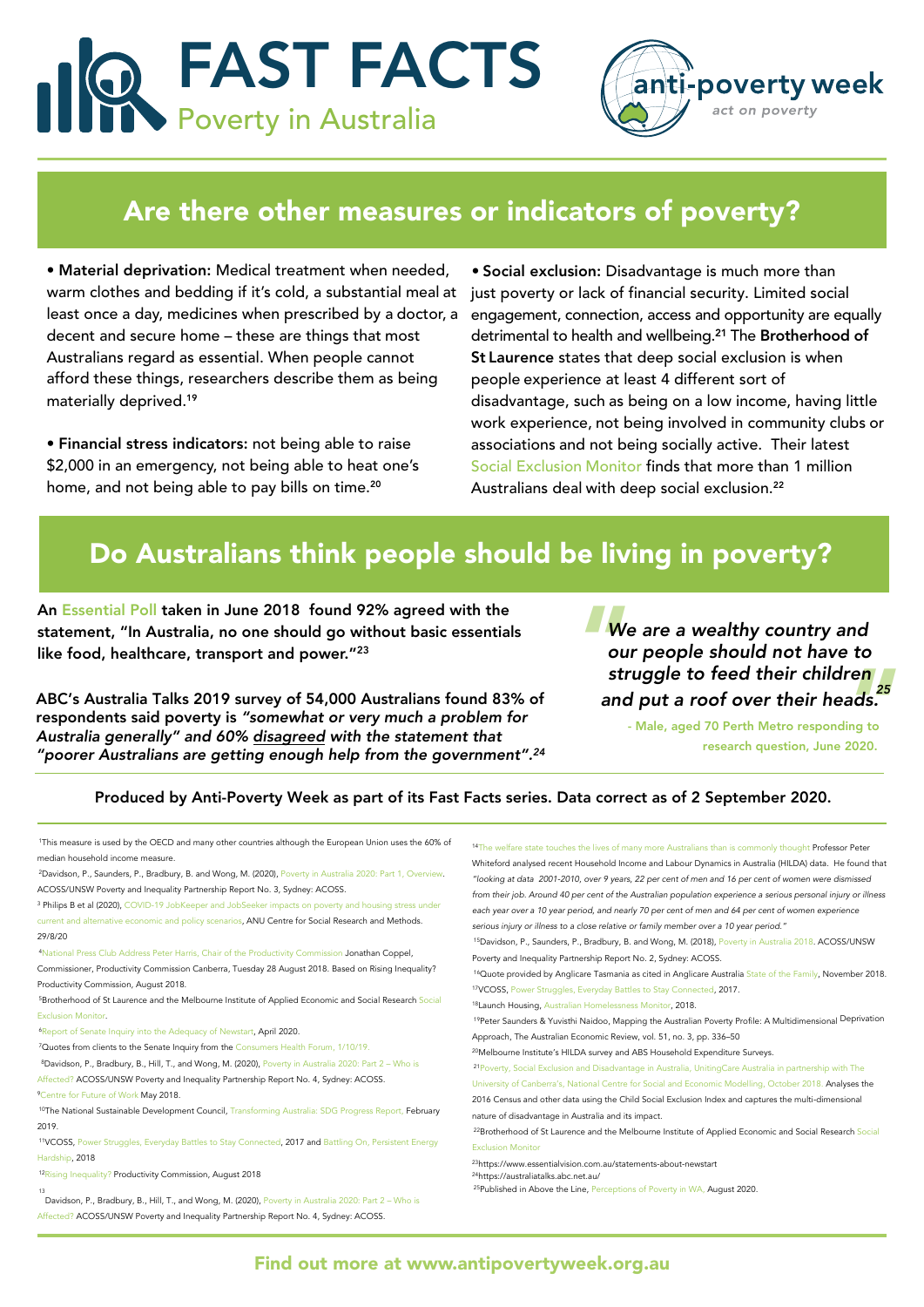# FAST FACTS

Poverty in Australia

anti-poverty week

act on poverty

## Are there other measures or indicators of poverty?

- **Material deprivation:** Medical treatment when needed, warm clothes and bedding if it's cold, a substantial meal at least once a day, medicines when prescribed by a doctor, a decent and secure home – these are things that most Australians regard as essential. When people cannot afford these things, researchers describe them as being materially deprived.[19]

- **Financial stress indicators:** not being able to raise $2,000 in an emergency, not being able to heat one's home, and not being able to pay bills on time.[20]

- **Social exclusion:** Disadvantage is much more than just poverty or lack of financial security. Limited social engagement, connection, access and opportunity are equally detrimental to health and wellbeing.[21] The **Brotherhood of St Laurence** states that deep social exclusion is when people experience at least 4 different sort of disadvantage, such as being on a low income, having little work experience, not being involved in community clubs or associations and not being socially active. Their latest Social Exclusion Monitor finds that more than 1 million Australians deal with deep social exclusion.[22]

## Do Australians think people should be living in poverty?

**An Essential Poll taken in June 2018 found 92% agreed with the statement, "In Australia, no one should go without basic essentials like food, healthcare, transport and power."[23]**

**ABC's Australia Talks 2019 survey of 54,000 Australians found 83% of respondents said poverty is *"somewhat or very much a problem for Australia generally"* and 60% *disagreed* with the statement that *"poorer Australians are getting enough help from the government"*.[24]**

> *"We are a wealthy country and our people should not have to struggle to feed their children and put a roof over their heads."*[25]
>
> **- Male, aged 70 Perth Metro responding to research question, June 2020.**

**Produced by Anti-Poverty Week as part of its Fast Facts series. Data correct as of 2 September 2020.**

[1]This measure is used by the OECD and many other countries although the European Union uses the 60% of median household income measure.

[2]Davidson, P., Saunders, P., Bradbury, B. and Wong, M. (2020), Poverty in Australia 2020: Part 1, Overview. ACOSS/UNSW Poverty and Inequality Partnership Report No. 3, Sydney: ACOSS.

[3] Philips B et al (2020), COVID-19 JobKeeper and JobSeeker impacts on poverty and housing stress under current and alternative economic and policy scenarios, ANU Centre for Social Research and Methods. 29/8/20

[4]National Press Club Address Peter Harris, Chair of the Productivity Commission Jonathan Coppel, Commissioner, Productivity Commission Canberra, Tuesday 28 August 2018. Based on Rising Inequality? Productivity Commission, August 2018.

[5]Brotherhood of St Laurence and the Melbourne Institute of Applied Economic and Social Research Social Exclusion Monitor.

[6]Report of Senate Inquiry into the Adequacy of Newstart, April 2020.

[7]Quotes from clients to the Senate Inquiry from the Consumers Health Forum, 1/10/19.

[8]Davidson, P., Bradbury, B., Hill, T., and Wong, M. (2020), Poverty in Australia 2020: Part 2 – Who is Affected? ACOSS/UNSW Poverty and Inequality Partnership Report No. 4, Sydney: ACOSS.

[9]Centre for Future of Work May 2018.

[10]The National Sustainable Development Council, Transforming Australia: SDG Progress Report, February 2019.

[11]VCOSS, Power Struggles, Everyday Battles to Stay Connected, 2017 and Battling On, Persistent Energy Hardship, 2018

[12]Rising Inequality? Productivity Commission, August 2018

[13] Davidson, P., Bradbury, B., Hill, T., and Wong, M. (2020), Poverty in Australia 2020: Part 2 – Who is Affected? ACOSS/UNSW Poverty and Inequality Partnership Report No. 4, Sydney: ACOSS.

[14]The welfare state touches the lives of many more Australians than is commonly thought Professor Peter Whiteford analysed recent Household Income and Labour Dynamics in Australia (HILDA) data. He found that *"looking at data 2001-2010, over 9 years, 22 per cent of men and 16 per cent of women were dismissed from their job. Around 40 per cent of the Australian population experience a serious personal injury or illness each year over a 10 year period, and nearly 70 per cent of men and 64 per cent of women experience serious injury or illness to a close relative or family member over a 10 year period."*

[15]Davidson, P., Saunders, P., Bradbury, B. and Wong, M. (2018), Poverty in Australia 2018. ACOSS/UNSW Poverty and Inequality Partnership Report No. 2, Sydney: ACOSS.

[16]Quote provided by Anglicare Tasmania as cited in Anglicare Australia State of the Family, November 2018.

[17]VCOSS, Power Struggles, Everyday Battles to Stay Connected, 2017.

[18]Launch Housing, Australian Homelessness Monitor, 2018.

[19]Peter Saunders & Yuvisthi Naidoo, Mapping the Australian Poverty Profile: A Multidimensional Deprivation Approach, The Australian Economic Review, vol. 51, no. 3, pp. 336–50

[20]Melbourne Institute's HILDA survey and ABS Household Expenditure Surveys.

[21]Poverty, Social Exclusion and Disadvantage in Australia, UnitingCare Australia in partnership with The University of Canberra's, National Centre for Social and Economic Modelling, October 2018. Analyses the 2016 Census and other data using the Child Social Exclusion Index and captures the multi-dimensional nature of disadvantage in Australia and its impact.

[22]Brotherhood of St Laurence and the Melbourne Institute of Applied Economic and Social Research Social Exclusion Monitor

[23]https://www.essentialvision.com.au/statements-about-newstart

[24]https://australiatalks.abc.net.au/

[25]Published in Above the Line, Perceptions of Poverty in WA, August 2020.

**Find out more at www.antipovertyweek.org.au**